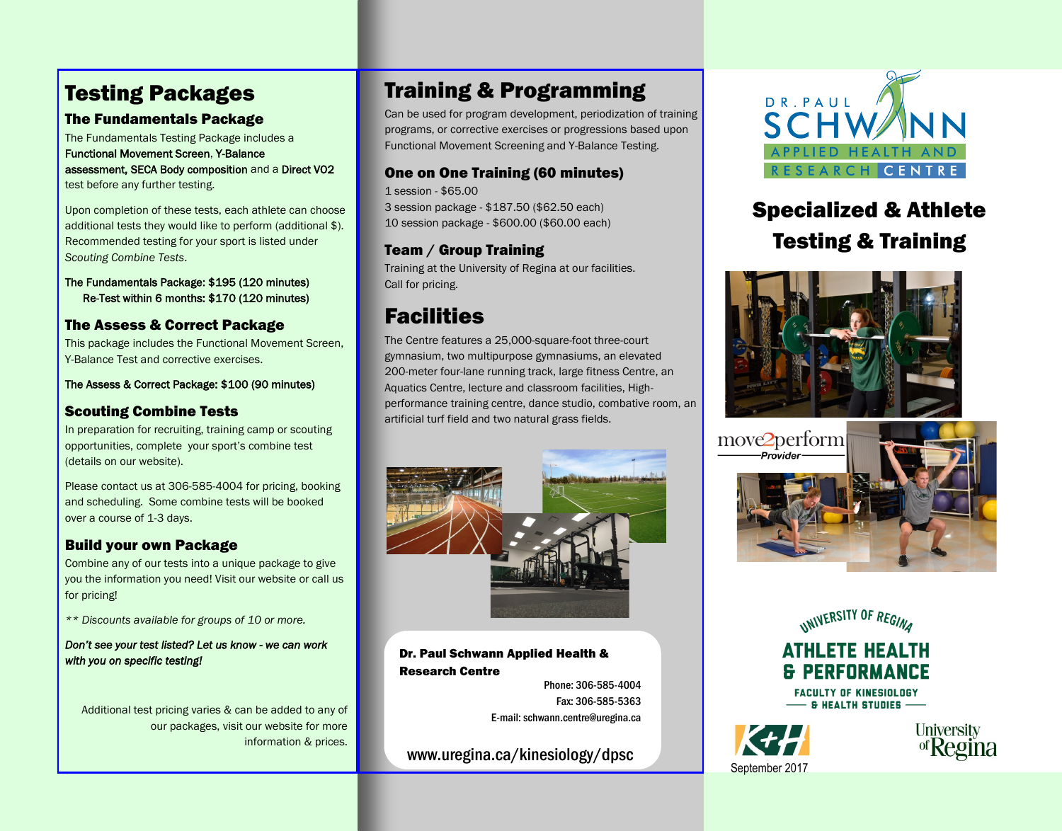# Testing Packages

## The Fundamentals Package

The Fundamentals Testing Package includes a Functional Movement Screen, Y-Balance assessment, SECA Body composition and a Direct VO2 test before any further testing.

Upon completion of these tests, each athlete can choose additional tests they would like to perform (additional $). Recommended testing for your sport is listed under *Scouting Combine Tests*.

The Fundamentals Package: $195 (120 minutes)
Re-Test within 6 months: $170 (120 minutes)

## The Assess & Correct Package

This package includes the Functional Movement Screen, Y-Balance Test and corrective exercises.

The Assess & Correct Package: $100 (90 minutes)

## Scouting Combine Tests

In preparation for recruiting, training camp or scouting opportunities, complete your sport's combine test (details on our website).

Please contact us at 306-585-4004 for pricing, booking and scheduling. Some combine tests will be booked over a course of 1-3 days.

## Build your own Package

Combine any of our tests into a unique package to give you the information you need! Visit our website or call us for pricing!

*** Discounts available for groups of 10 or more.*

***Don't see your test listed? Let us know - we can work with you on specific testing!***

Additional test pricing varies & can be added to any of our packages, visit our website for more information & prices.

# Training & Programming

Can be used for program development, periodization of training programs, or corrective exercises or progressions based upon Functional Movement Screening and Y-Balance Testing.

## One on One Training (60 minutes)

1 session - $65.00
3 session package - $187.50 ($62.50 each)
10 session package - $600.00 ($60.00 each)

## Team / Group Training

Training at the University of Regina at our facilities.
Call for pricing.

# Facilities

The Centre features a 25,000-square-foot three-court gymnasium, two multipurpose gymnasiums, an elevated 200-meter four-lane running track, large fitness Centre, an Aquatics Centre, lecture and classroom facilities, High-performance training centre, dance studio, combative room, an artificial turf field and two natural grass fields.

**Dr. Paul Schwann Applied Health & Research Centre**

Phone: 306-585-4004
Fax: 306-585-5363
E-mail: schwann.centre@uregina.ca

www.uregina.ca/kinesiology/dpsc

DR. PAUL SCHWANN APPLIED HEALTH AND RESEARCH CENTRE

# Specialized & Athlete Testing & Training

move2perform Provider

UNIVERSITY OF REGINA ATHLETE HEALTH & PERFORMANCE
FACULTY OF KINESIOLOGY & HEALTH STUDIES

University of Regina

September 2017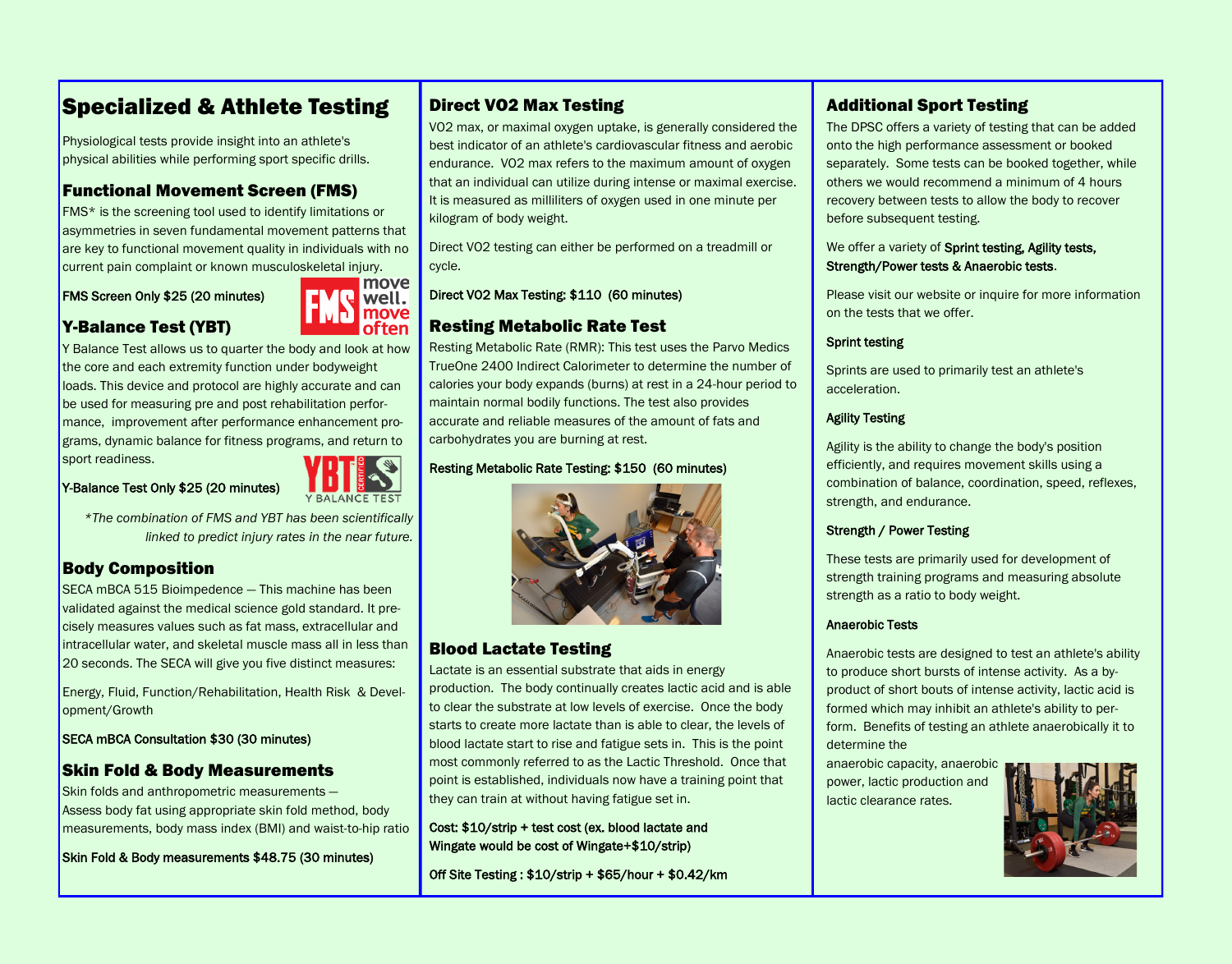# Specialized & Athlete Testing

Physiological tests provide insight into an athlete's physical abilities while performing sport specific drills.

## Functional Movement Screen (FMS)

FMS* is the screening tool used to identify limitations or asymmetries in seven fundamental movement patterns that are key to functional movement quality in individuals with no current pain complaint or known musculoskeletal injury.

**FMS Screen Only $25 (20 minutes)**

## Y-Balance Test (YBT)

Y Balance Test allows us to quarter the body and look at how the core and each extremity function under bodyweight loads. This device and protocol are highly accurate and can be used for measuring pre and post rehabilitation performance, improvement after performance enhancement programs, dynamic balance for fitness programs, and return to sport readiness.

**Y-Balance Test Only $25 (20 minutes)**

*\*The combination of FMS and YBT has been scientifically linked to predict injury rates in the near future.*

## Body Composition

SECA mBCA 515 Bioimpedence — This machine has been validated against the medical science gold standard. It precisely measures values such as fat mass, extracellular and intracellular water, and skeletal muscle mass all in less than 20 seconds. The SECA will give you five distinct measures:

Energy, Fluid, Function/Rehabilitation, Health Risk & Development/Growth

**SECA mBCA Consultation $30 (30 minutes)**

## Skin Fold & Body Measurements

Skin folds and anthropometric measurements —
Assess body fat using appropriate skin fold method, body measurements, body mass index (BMI) and waist-to-hip ratio

**Skin Fold & Body measurements $48.75 (30 minutes)**

## Direct VO2 Max Testing

VO2 max, or maximal oxygen uptake, is generally considered the best indicator of an athlete's cardiovascular fitness and aerobic endurance. VO2 max refers to the maximum amount of oxygen that an individual can utilize during intense or maximal exercise. It is measured as milliliters of oxygen used in one minute per kilogram of body weight.

Direct VO2 testing can either be performed on a treadmill or cycle.

**Direct VO2 Max Testing: $110 (60 minutes)**

## Resting Metabolic Rate Test

Resting Metabolic Rate (RMR): This test uses the Parvo Medics TrueOne 2400 Indirect Calorimeter to determine the number of calories your body expands (burns) at rest in a 24-hour period to maintain normal bodily functions. The test also provides accurate and reliable measures of the amount of fats and carbohydrates you are burning at rest.

**Resting Metabolic Rate Testing: $150 (60 minutes)**

## Blood Lactate Testing

Lactate is an essential substrate that aids in energy production. The body continually creates lactic acid and is able to clear the substrate at low levels of exercise. Once the body starts to create more lactate than is able to clear, the levels of blood lactate start to rise and fatigue sets in. This is the point most commonly referred to as the Lactic Threshold. Once that point is established, individuals now have a training point that they can train at without having fatigue set in.

**Cost: $10/strip + test cost (ex. blood lactate and Wingate would be cost of Wingate+$10/strip)**

**Off Site Testing : $10/strip + $65/hour + $0.42/km**

## Additional Sport Testing

The DPSC offers a variety of testing that can be added onto the high performance assessment or booked separately. Some tests can be booked together, while others we would recommend a minimum of 4 hours recovery between tests to allow the body to recover before subsequent testing.

We offer a variety of **Sprint testing, Agility tests, Strength/Power tests & Anaerobic tests**.

Please visit our website or inquire for more information on the tests that we offer.

**Sprint testing**

Sprints are used to primarily test an athlete's acceleration.

**Agility Testing**

Agility is the ability to change the body's position efficiently, and requires movement skills using a combination of balance, coordination, speed, reflexes, strength, and endurance.

**Strength / Power Testing**

These tests are primarily used for development of strength training programs and measuring absolute strength as a ratio to body weight.

**Anaerobic Tests**

Anaerobic tests are designed to test an athlete's ability to produce short bursts of intense activity. As a by-product of short bouts of intense activity, lactic acid is formed which may inhibit an athlete's ability to perform. Benefits of testing an athlete anaerobically it to determine the anaerobic capacity, anaerobic power, lactic production and lactic clearance rates.